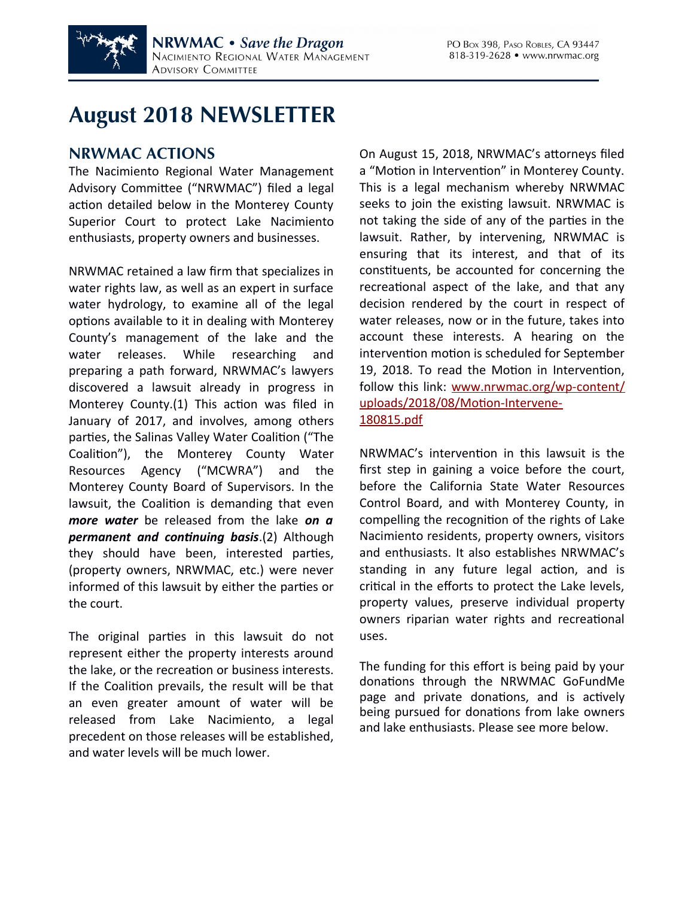**NRWMAC • *Save the Dragon***
NACIMIENTO REGIONAL WATER MANAGEMENT ADVISORY COMMITTEE

PO Box 398, Paso Robles, CA 93447
818-319-2628 • www.nrwmac.org

# August 2018 NEWSLETTER

## NRWMAC ACTIONS

The Nacimiento Regional Water Management Advisory Committee ("NRWMAC") filed a legal action detailed below in the Monterey County Superior Court to protect Lake Nacimiento enthusiasts, property owners and businesses.

NRWMAC retained a law firm that specializes in water rights law, as well as an expert in surface water hydrology, to examine all of the legal options available to it in dealing with Monterey County's management of the lake and the water releases. While researching and preparing a path forward, NRWMAC's lawyers discovered a lawsuit already in progress in Monterey County.(1) This action was filed in January of 2017, and involves, among others parties, the Salinas Valley Water Coalition ("The Coalition"), the Monterey County Water Resources Agency ("MCWRA") and the Monterey County Board of Supervisors. In the lawsuit, the Coalition is demanding that even ***more water*** be released from the lake ***on a permanent and continuing basis***.(2) Although they should have been, interested parties, (property owners, NRWMAC, etc.) were never informed of this lawsuit by either the parties or the court.

The original parties in this lawsuit do not represent either the property interests around the lake, or the recreation or business interests. If the Coalition prevails, the result will be that an even greater amount of water will be released from Lake Nacimiento, a legal precedent on those releases will be established, and water levels will be much lower.

On August 15, 2018, NRWMAC's attorneys filed a "Motion in Intervention" in Monterey County. This is a legal mechanism whereby NRWMAC seeks to join the existing lawsuit. NRWMAC is not taking the side of any of the parties in the lawsuit. Rather, by intervening, NRWMAC is ensuring that its interest, and that of its constituents, be accounted for concerning the recreational aspect of the lake, and that any decision rendered by the court in respect of water releases, now or in the future, takes into account these interests. A hearing on the intervention motion is scheduled for September 19, 2018. To read the Motion in Intervention, follow this link: [www.nrwmac.org/wp-content/uploads/2018/08/Motion-Intervene-180815.pdf](www.nrwmac.org/wp-content/uploads/2018/08/Motion-Intervene-180815.pdf)

NRWMAC's intervention in this lawsuit is the first step in gaining a voice before the court, before the California State Water Resources Control Board, and with Monterey County, in compelling the recognition of the rights of Lake Nacimiento residents, property owners, visitors and enthusiasts. It also establishes NRWMAC's standing in any future legal action, and is critical in the efforts to protect the Lake levels, property values, preserve individual property owners riparian water rights and recreational uses.

The funding for this effort is being paid by your donations through the NRWMAC GoFundMe page and private donations, and is actively being pursued for donations from lake owners and lake enthusiasts. Please see more below.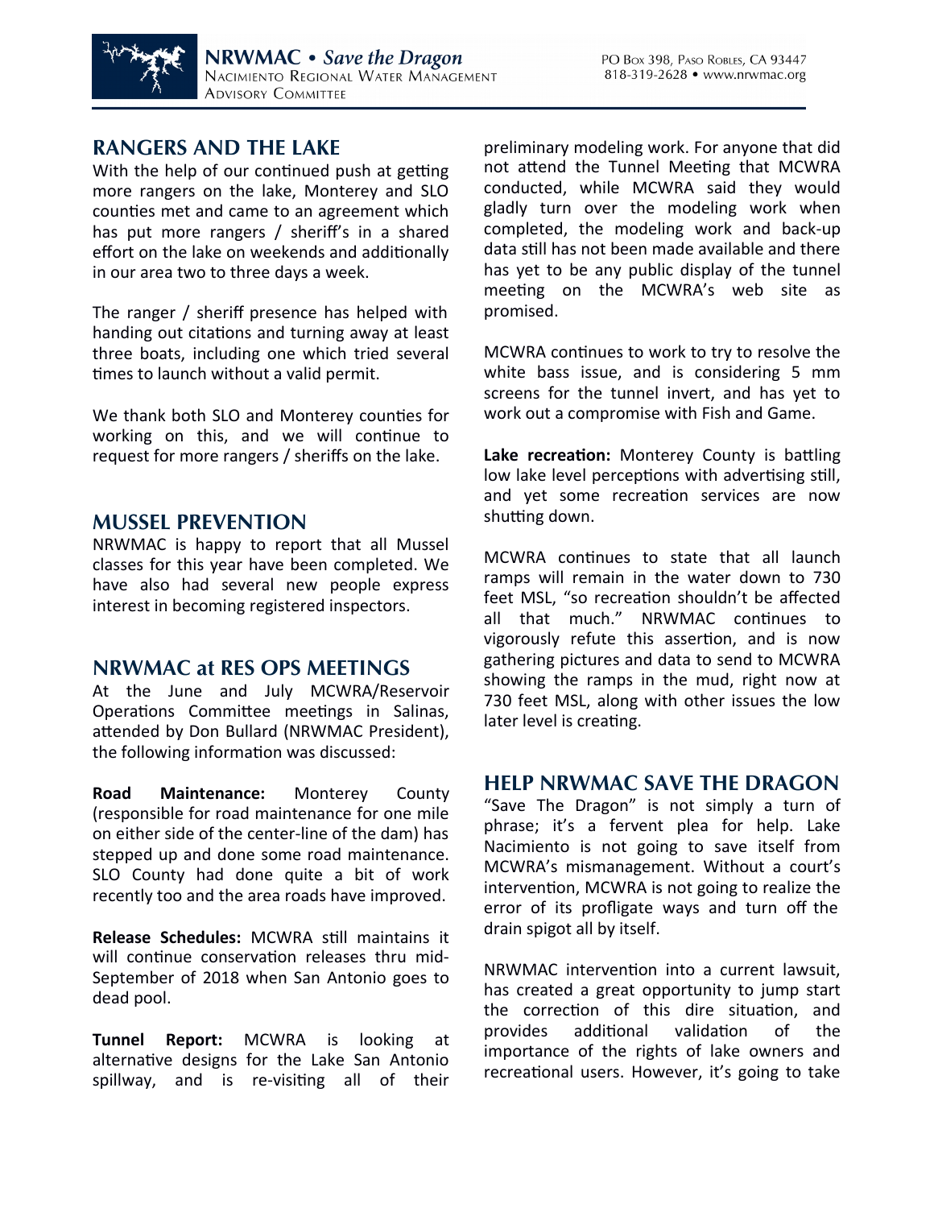## RANGERS AND THE LAKE

With the help of our continued push at getting more rangers on the lake, Monterey and SLO counties met and came to an agreement which has put more rangers / sheriff's in a shared effort on the lake on weekends and additionally in our area two to three days a week.

The ranger / sheriff presence has helped with handing out citations and turning away at least three boats, including one which tried several times to launch without a valid permit.

We thank both SLO and Monterey counties for working on this, and we will continue to request for more rangers / sheriffs on the lake.

## MUSSEL PREVENTION

NRWMAC is happy to report that all Mussel classes for this year have been completed. We have also had several new people express interest in becoming registered inspectors.

## NRWMAC at RES OPS MEETINGS

At the June and July MCWRA/Reservoir Operations Committee meetings in Salinas, attended by Don Bullard (NRWMAC President), the following information was discussed:

**Road Maintenance:** Monterey County (responsible for road maintenance for one mile on either side of the center-line of the dam) has stepped up and done some road maintenance. SLO County had done quite a bit of work recently too and the area roads have improved.

**Release Schedules:** MCWRA still maintains it will continue conservation releases thru mid-September of 2018 when San Antonio goes to dead pool.

**Tunnel Report:** MCWRA is looking at alternative designs for the Lake San Antonio spillway, and is re-visiting all of their preliminary modeling work. For anyone that did not attend the Tunnel Meeting that MCWRA conducted, while MCWRA said they would gladly turn over the modeling work when completed, the modeling work and back-up data still has not been made available and there has yet to be any public display of the tunnel meeting on the MCWRA's web site as promised.

MCWRA continues to work to try to resolve the white bass issue, and is considering 5 mm screens for the tunnel invert, and has yet to work out a compromise with Fish and Game.

**Lake recreation:** Monterey County is battling low lake level perceptions with advertising still, and yet some recreation services are now shutting down.

MCWRA continues to state that all launch ramps will remain in the water down to 730 feet MSL, "so recreation shouldn't be affected all that much." NRWMAC continues to vigorously refute this assertion, and is now gathering pictures and data to send to MCWRA showing the ramps in the mud, right now at 730 feet MSL, along with other issues the low later level is creating.

## HELP NRWMAC SAVE THE DRAGON

"Save The Dragon" is not simply a turn of phrase; it's a fervent plea for help. Lake Nacimiento is not going to save itself from MCWRA's mismanagement. Without a court's intervention, MCWRA is not going to realize the error of its profligate ways and turn off the drain spigot all by itself.

NRWMAC intervention into a current lawsuit, has created a great opportunity to jump start the correction of this dire situation, and provides additional validation of the importance of the rights of lake owners and recreational users. However, it's going to take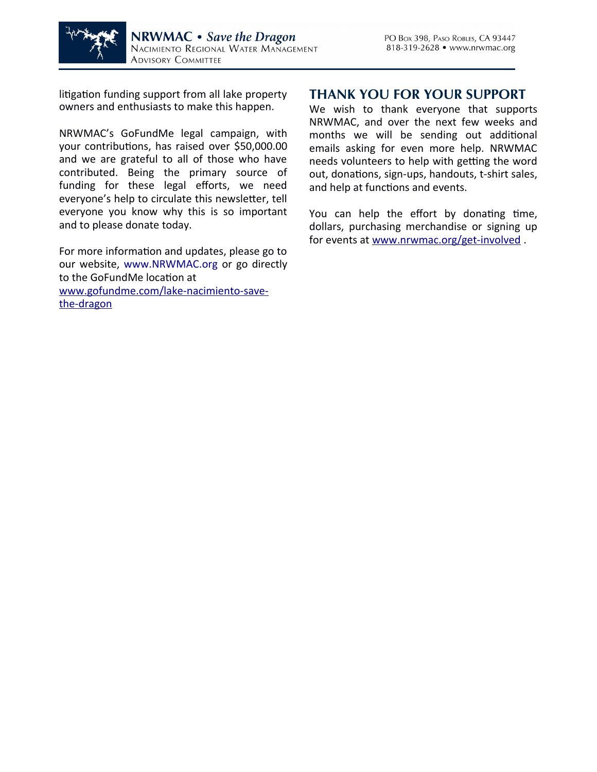litigation funding support from all lake property owners and enthusiasts to make this happen.

NRWMAC's GoFundMe legal campaign, with your contributions, has raised over $50,000.00 and we are grateful to all of those who have contributed. Being the primary source of funding for these legal efforts, we need everyone's help to circulate this newsletter, tell everyone you know why this is so important and to please donate today.

For more information and updates, please go to our website, www.NRWMAC.org or go directly to the GoFundMe location at www.gofundme.com/lake-nacimiento-save-the-dragon

## THANK YOU FOR YOUR SUPPORT

We wish to thank everyone that supports NRWMAC, and over the next few weeks and months we will be sending out additional emails asking for even more help. NRWMAC needs volunteers to help with getting the word out, donations, sign-ups, handouts, t-shirt sales, and help at functions and events.

You can help the effort by donating time, dollars, purchasing merchandise or signing up for events at www.nrwmac.org/get-involved .